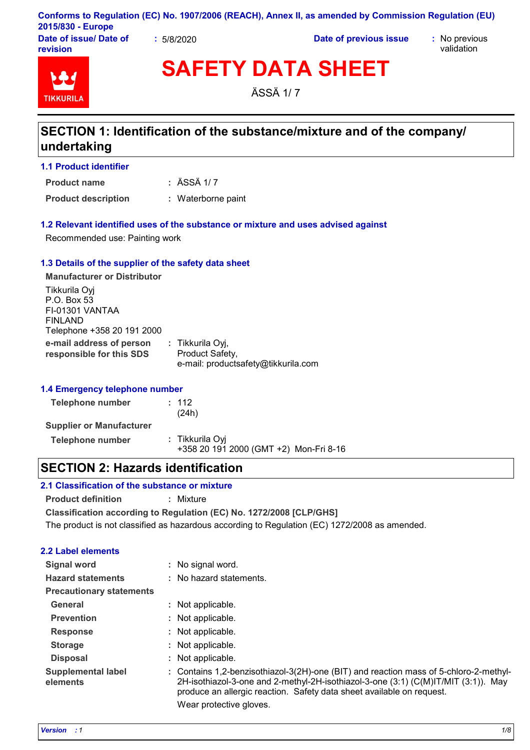Conforms to Regulation (EC) No. 1907/2006 (REACH), Annex II, as amended by Commission Regulation (EU) 2015/830 - Europe

**Date of issue/ Date of revision** : 5/8/2020 **Date of previous issue** : No previous validation

# SAFETY DATA SHEET

ÄSSÄ 1/ 7

## SECTION 1: Identification of the substance/mixture and of the company/ undertaking

### 1.1 Product identifier

**Product name** : ÄSSÄ 1/ 7

**Product description** : Waterborne paint

### 1.2 Relevant identified uses of the substance or mixture and uses advised against

Recommended use: Painting work

### 1.3 Details of the supplier of the safety data sheet

**Manufacturer or Distributor**

Tikkurila Oyj
P.O. Box 53
FI-01301 VANTAA
FINLAND
Telephone +358 20 191 2000

**e-mail address of person responsible for this SDS** : Tikkurila Oyj,
Product Safety,
e-mail: productsafety@tikkurila.com

### 1.4 Emergency telephone number

**Telephone number** : 112
(24h)

**Supplier or Manufacturer**

**Telephone number** : Tikkurila Oyj
+358 20 191 2000 (GMT +2) Mon-Fri 8-16

## SECTION 2: Hazards identification

### 2.1 Classification of the substance or mixture

**Product definition** : Mixture

**Classification according to Regulation (EC) No. 1272/2008 [CLP/GHS]**

The product is not classified as hazardous according to Regulation (EC) 1272/2008 as amended.

### 2.2 Label elements

**Signal word** : No signal word.

**Hazard statements** : No hazard statements.

**Precautionary statements**

**General** : Not applicable.

**Prevention** : Not applicable.

**Response** : Not applicable.

**Storage** : Not applicable.

**Disposal** : Not applicable.

**Supplemental label elements** : Contains 1,2-benzisothiazol-3(2H)-one (BIT) and reaction mass of 5-chloro-2-methyl-2H-isothiazol-3-one and 2-methyl-2H-isothiazol-3-one (3:1) (C(M)IT/MIT (3:1)). May produce an allergic reaction. Safety data sheet available on request.

Wear protective gloves.

*Version : 1*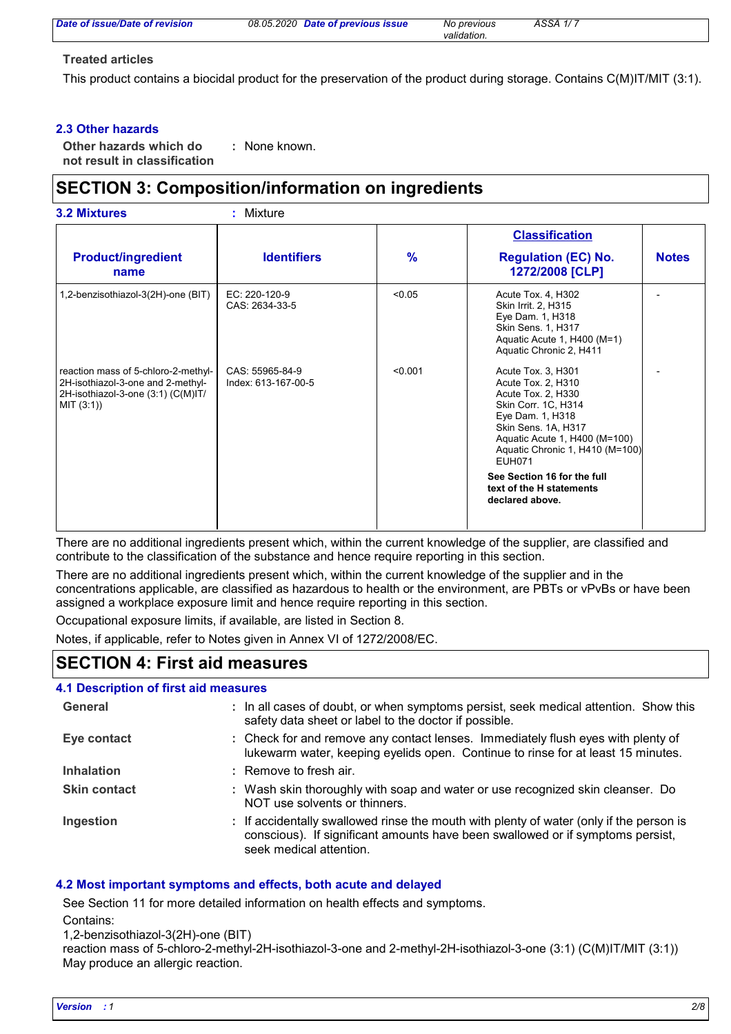### Treated articles

This product contains a biocidal product for the preservation of the product during storage. Contains C(M)IT/MIT (3:1).

### 2.3 Other hazards

**Other hazards which do not result in classification** : None known.

## SECTION 3: Composition/information on ingredients

**3.2 Mixtures** : Mixture

| Product/ingredient name | Identifiers | % | Classification Regulation (EC) No. 1272/2008 [CLP] | Notes |
|---|---|---|---|---|
| 1,2-benzisothiazol-3(2H)-one (BIT) | EC: 220-120-9<br>CAS: 2634-33-5 | <0.05 | Acute Tox. 4, H302<br>Skin Irrit. 2, H315<br>Eye Dam. 1, H318<br>Skin Sens. 1, H317<br>Aquatic Acute 1, H400 (M=1)<br>Aquatic Chronic 2, H411 | - |
| reaction mass of 5-chloro-2-methyl-2H-isothiazol-3-one and 2-methyl-2H-isothiazol-3-one (3:1) (C(M)IT/MIT (3:1)) | CAS: 55965-84-9<br>Index: 613-167-00-5 | <0.001 | Acute Tox. 3, H301<br>Acute Tox. 2, H310<br>Acute Tox. 2, H330<br>Skin Corr. 1C, H314<br>Eye Dam. 1, H318<br>Skin Sens. 1A, H317<br>Aquatic Acute 1, H400 (M=100)<br>Aquatic Chronic 1, H410 (M=100)<br>EUH071<br><br>**See Section 16 for the full text of the H statements declared above.** | - |

There are no additional ingredients present which, within the current knowledge of the supplier, are classified and contribute to the classification of the substance and hence require reporting in this section.

There are no additional ingredients present which, within the current knowledge of the supplier and in the concentrations applicable, are classified as hazardous to health or the environment, are PBTs or vPvBs or have been assigned a workplace exposure limit and hence require reporting in this section.

Occupational exposure limits, if available, are listed in Section 8.

Notes, if applicable, refer to Notes given in Annex VI of 1272/2008/EC.

## SECTION 4: First aid measures

### 4.1 Description of first aid measures

**General** : In all cases of doubt, or when symptoms persist, seek medical attention. Show this safety data sheet or label to the doctor if possible.

**Eye contact** : Check for and remove any contact lenses. Immediately flush eyes with plenty of lukewarm water, keeping eyelids open. Continue to rinse for at least 15 minutes.

**Inhalation** : Remove to fresh air.

**Skin contact** : Wash skin thoroughly with soap and water or use recognized skin cleanser. Do NOT use solvents or thinners.

**Ingestion** : If accidentally swallowed rinse the mouth with plenty of water (only if the person is conscious). If significant amounts have been swallowed or if symptoms persist, seek medical attention.

### 4.2 Most important symptoms and effects, both acute and delayed

See Section 11 for more detailed information on health effects and symptoms.

Contains:
1,2-benzisothiazol-3(2H)-one (BIT)
reaction mass of 5-chloro-2-methyl-2H-isothiazol-3-one and 2-methyl-2H-isothiazol-3-one (3:1) (C(M)IT/MIT (3:1))
May produce an allergic reaction.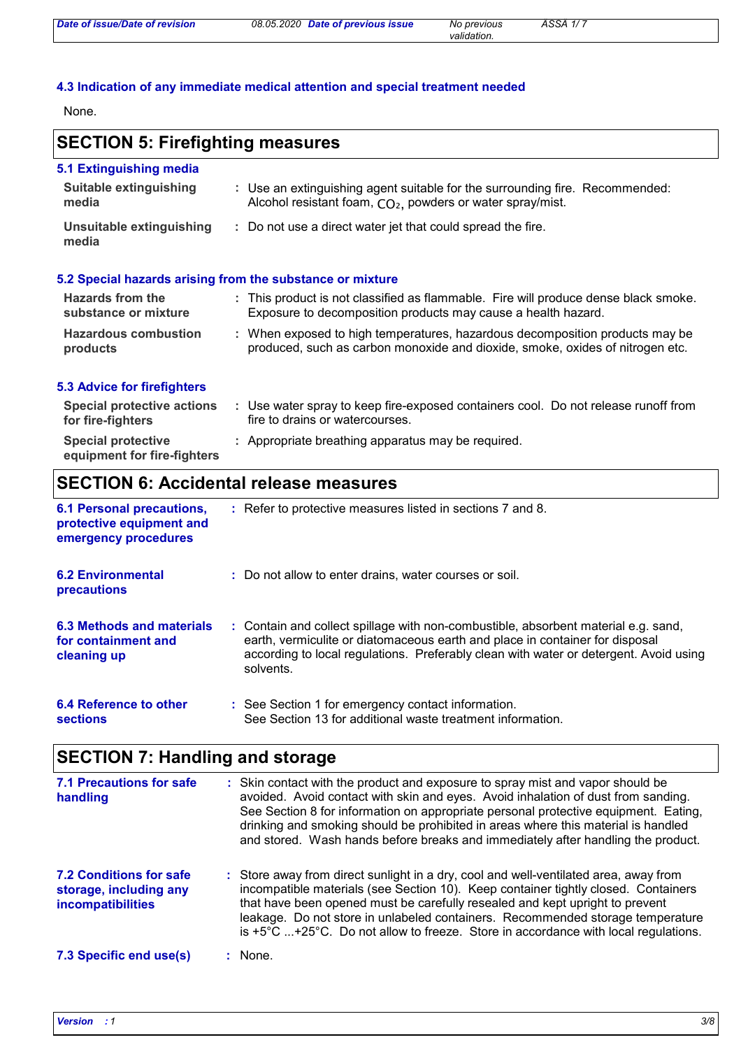### 4.3 Indication of any immediate medical attention and special treatment needed

None.

## SECTION 5: Firefighting measures

### 5.1 Extinguishing media

**Suitable extinguishing media** : Use an extinguishing agent suitable for the surrounding fire. Recommended: Alcohol resistant foam, $CO_2$, powders or water spray/mist.

**Unsuitable extinguishing media** : Do not use a direct water jet that could spread the fire.

### 5.2 Special hazards arising from the substance or mixture

**Hazards from the substance or mixture** : This product is not classified as flammable. Fire will produce dense black smoke. Exposure to decomposition products may cause a health hazard.

**Hazardous combustion products** : When exposed to high temperatures, hazardous decomposition products may be produced, such as carbon monoxide and dioxide, smoke, oxides of nitrogen etc.

### 5.3 Advice for firefighters

**Special protective actions for fire-fighters** : Use water spray to keep fire-exposed containers cool. Do not release runoff from fire to drains or watercourses.

**Special protective equipment for fire-fighters** : Appropriate breathing apparatus may be required.

## SECTION 6: Accidental release measures

**6.1 Personal precautions, protective equipment and emergency procedures** : Refer to protective measures listed in sections 7 and 8.

**6.2 Environmental precautions** : Do not allow to enter drains, water courses or soil.

**6.3 Methods and materials for containment and cleaning up** : Contain and collect spillage with non-combustible, absorbent material e.g. sand, earth, vermiculite or diatomaceous earth and place in container for disposal according to local regulations. Preferably clean with water or detergent. Avoid using solvents.

**6.4 Reference to other sections** : See Section 1 for emergency contact information.
See Section 13 for additional waste treatment information.

## SECTION 7: Handling and storage

**7.1 Precautions for safe handling** : Skin contact with the product and exposure to spray mist and vapor should be avoided. Avoid contact with skin and eyes. Avoid inhalation of dust from sanding. See Section 8 for information on appropriate personal protective equipment. Eating, drinking and smoking should be prohibited in areas where this material is handled and stored. Wash hands before breaks and immediately after handling the product.

**7.2 Conditions for safe storage, including any incompatibilities** : Store away from direct sunlight in a dry, cool and well-ventilated area, away from incompatible materials (see Section 10). Keep container tightly closed. Containers that have been opened must be carefully resealed and kept upright to prevent leakage. Do not store in unlabeled containers. Recommended storage temperature is +5°C ...+25°C. Do not allow to freeze. Store in accordance with local regulations.

**7.3 Specific end use(s)** : None.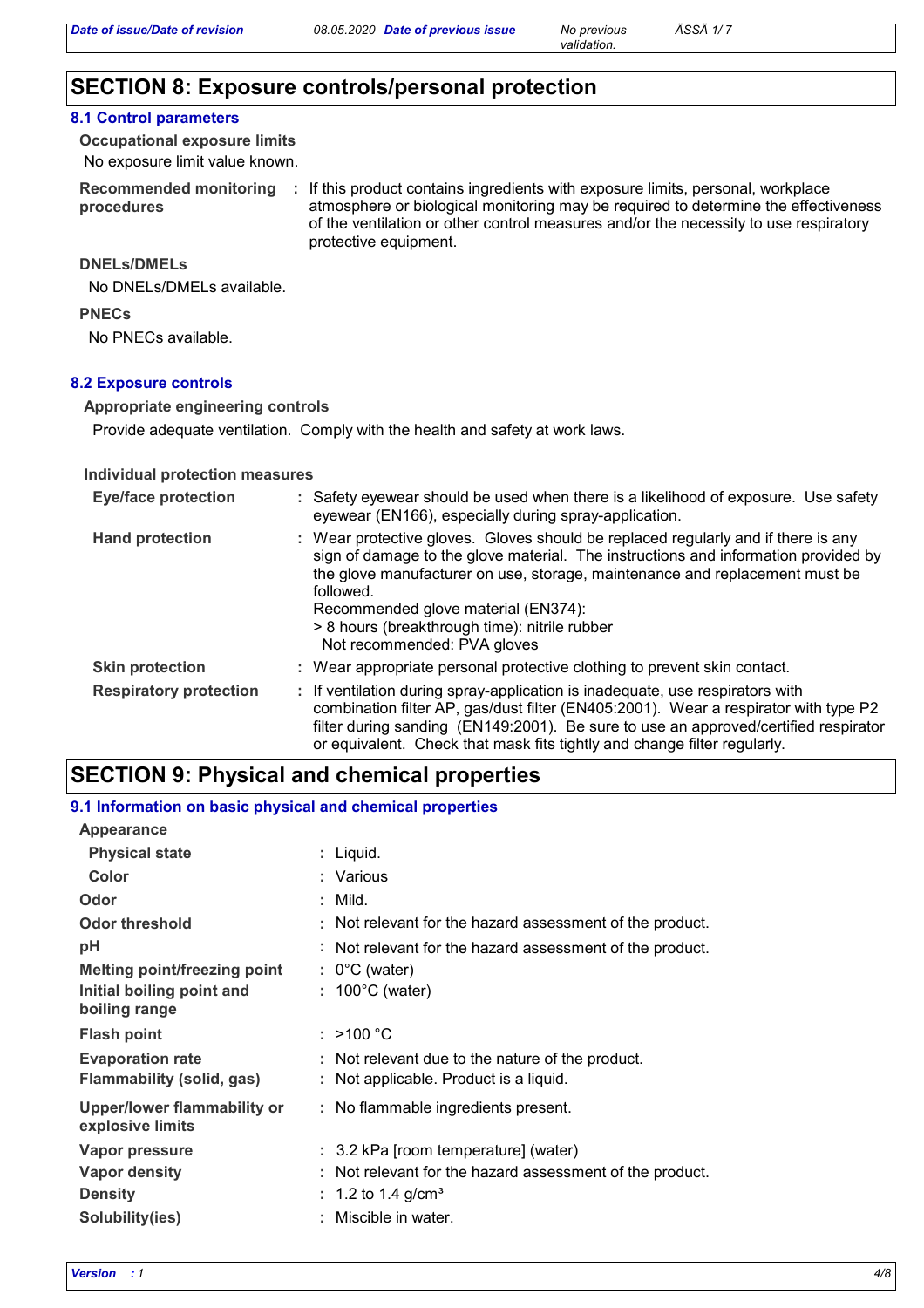## SECTION 8: Exposure controls/personal protection

### 8.1 Control parameters

**Occupational exposure limits**

No exposure limit value known.

| | |
|---|---|
| **Recommended monitoring procedures** | : If this product contains ingredients with exposure limits, personal, workplace atmosphere or biological monitoring may be required to determine the effectiveness of the ventilation or other control measures and/or the necessity to use respiratory protective equipment. |

**DNELs/DMELs**

No DNELs/DMELs available.

**PNECs**

No PNECs available.

### 8.2 Exposure controls

**Appropriate engineering controls**

Provide adequate ventilation. Comply with the health and safety at work laws.

**Individual protection measures**

| | |
|---|---|
| **Eye/face protection** | : Safety eyewear should be used when there is a likelihood of exposure. Use safety eyewear (EN166), especially during spray-application. |
| **Hand protection** | : Wear protective gloves. Gloves should be replaced regularly and if there is any sign of damage to the glove material. The instructions and information provided by the glove manufacturer on use, storage, maintenance and replacement must be followed.<br>Recommended glove material (EN374):<br>> 8 hours (breakthrough time): nitrile rubber<br>Not recommended: PVA gloves |
| **Skin protection** | : Wear appropriate personal protective clothing to prevent skin contact. |
| **Respiratory protection** | : If ventilation during spray-application is inadequate, use respirators with combination filter AP, gas/dust filter (EN405:2001). Wear a respirator with type P2 filter during sanding (EN149:2001). Be sure to use an approved/certified respirator or equivalent. Check that mask fits tightly and change filter regularly. |

## SECTION 9: Physical and chemical properties

### 9.1 Information on basic physical and chemical properties

**Appearance**

| | |
|---|---|
| **Physical state** | : Liquid. |
| **Color** | : Various |
| **Odor** | : Mild. |
| **Odor threshold** | : Not relevant for the hazard assessment of the product. |
| **pH** | : Not relevant for the hazard assessment of the product. |
| **Melting point/freezing point** | : 0°C (water) |
| **Initial boiling point and boiling range** | : 100°C (water) |
| **Flash point** | : >100 °C |
| **Evaporation rate** | : Not relevant due to the nature of the product. |
| **Flammability (solid, gas)** | : Not applicable. Product is a liquid. |
| **Upper/lower flammability or explosive limits** | : No flammable ingredients present. |
| **Vapor pressure** | : 3.2 kPa [room temperature] (water) |
| **Vapor density** | : Not relevant for the hazard assessment of the product. |
| **Density** | : 1.2 to 1.4 g/cm³ |
| **Solubility(ies)** | : Miscible in water. |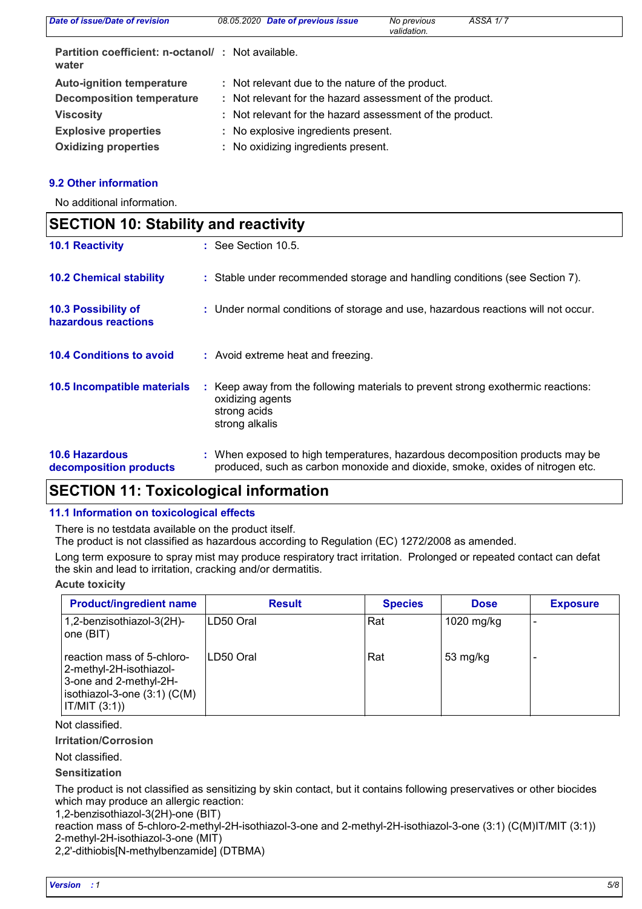| | | |
|---|---|---|
| **Partition coefficient: n-octanol/ water** | : | Not available. |
| **Auto-ignition temperature** | : | Not relevant due to the nature of the product. |
| **Decomposition temperature** | : | Not relevant for the hazard assessment of the product. |
| **Viscosity** | : | Not relevant for the hazard assessment of the product. |
| **Explosive properties** | : | No explosive ingredients present. |
| **Oxidizing properties** | : | No oxidizing ingredients present. |

### 9.2 Other information

No additional information.

## SECTION 10: Stability and reactivity

**10.1 Reactivity** : See Section 10.5.

**10.2 Chemical stability** : Stable under recommended storage and handling conditions (see Section 7).

**10.3 Possibility of hazardous reactions** : Under normal conditions of storage and use, hazardous reactions will not occur.

**10.4 Conditions to avoid** : Avoid extreme heat and freezing.

**10.5 Incompatible materials** : Keep away from the following materials to prevent strong exothermic reactions:
oxidizing agents
strong acids
strong alkalis

**10.6 Hazardous decomposition products** : When exposed to high temperatures, hazardous decomposition products may be produced, such as carbon monoxide and dioxide, smoke, oxides of nitrogen etc.

## SECTION 11: Toxicological information

### 11.1 Information on toxicological effects

There is no testdata available on the product itself.
The product is not classified as hazardous according to Regulation (EC) 1272/2008 as amended.

Long term exposure to spray mist may produce respiratory tract irritation. Prolonged or repeated contact can defat the skin and lead to irritation, cracking and/or dermatitis.

**Acute toxicity**

| Product/ingredient name | Result | Species | Dose | Exposure |
|---|---|---|---|---|
| 1,2-benzisothiazol-3(2H)-one (BIT) | LD50 Oral | Rat | 1020 mg/kg | - |
| reaction mass of 5-chloro-2-methyl-2H-isothiazol-3-one and 2-methyl-2H-isothiazol-3-one (3:1) (C(M)IT/MIT (3:1)) | LD50 Oral | Rat | 53 mg/kg | - |

Not classified.

**Irritation/Corrosion**

Not classified.

**Sensitization**

The product is not classified as sensitizing by skin contact, but it contains following preservatives or other biocides which may produce an allergic reaction:
1,2-benzisothiazol-3(2H)-one (BIT)
reaction mass of 5-chloro-2-methyl-2H-isothiazol-3-one and 2-methyl-2H-isothiazol-3-one (3:1) (C(M)IT/MIT (3:1))
2-methyl-2H-isothiazol-3-one (MIT)
2,2'-dithiobis[N-methylbenzamide] (DTBMA)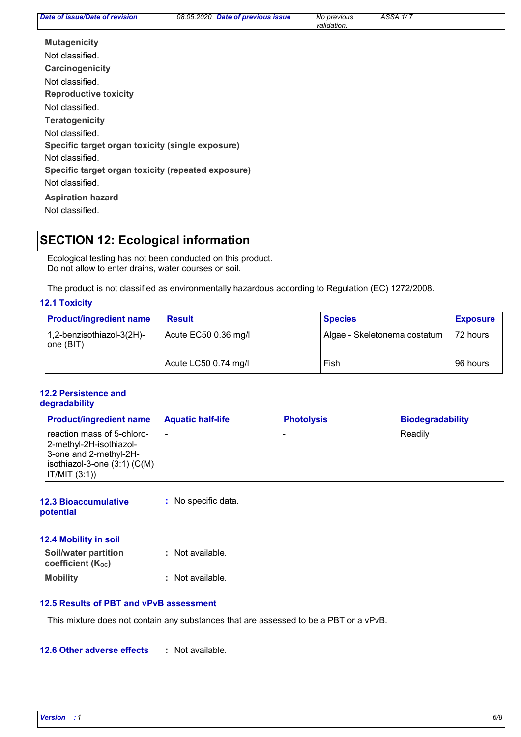**Mutagenicity**

Not classified.

**Carcinogenicity**

Not classified.

**Reproductive toxicity**

Not classified.

**Teratogenicity**

Not classified.

**Specific target organ toxicity (single exposure)**

Not classified.

**Specific target organ toxicity (repeated exposure)**

Not classified.

**Aspiration hazard**

Not classified.

## SECTION 12: Ecological information

Ecological testing has not been conducted on this product.
Do not allow to enter drains, water courses or soil.

The product is not classified as environmentally hazardous according to Regulation (EC) 1272/2008.

### 12.1 Toxicity

| Product/ingredient name | Result | Species | Exposure |
|---|---|---|---|
| 1,2-benzisothiazol-3(2H)-one (BIT) | Acute EC50 0.36 mg/l | Algae - Skeletonema costatum | 72 hours |
| | Acute LC50 0.74 mg/l | Fish | 96 hours |

### 12.2 Persistence and degradability

| Product/ingredient name | Aquatic half-life | Photolysis | Biodegradability |
|---|---|---|---|
| reaction mass of 5-chloro-2-methyl-2H-isothiazol-3-one and 2-methyl-2H-isothiazol-3-one (3:1) (C(M)IT/MIT (3:1)) | - | - | Readily |

### 12.3 Bioaccumulative potential

: No specific data.

### 12.4 Mobility in soil

**Soil/water partition coefficient ($K_{OC}$)** : Not available.

**Mobility** : Not available.

### 12.5 Results of PBT and vPvB assessment

This mixture does not contain any substances that are assessed to be a PBT or a vPvB.

### 12.6 Other adverse effects

: Not available.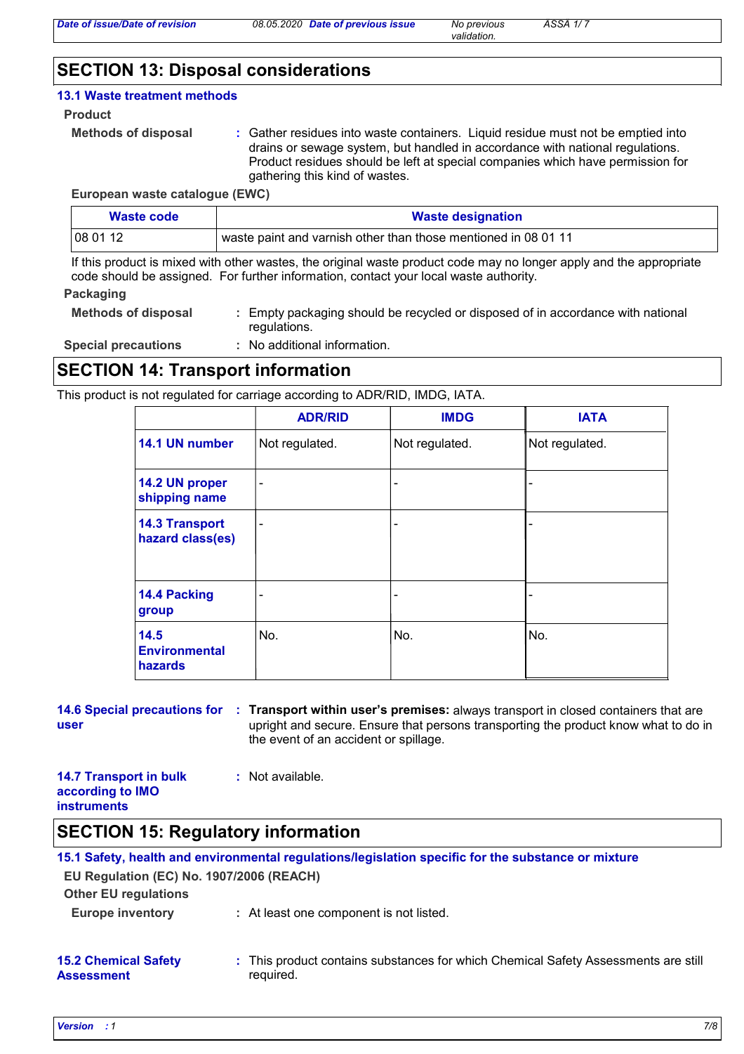## SECTION 13: Disposal considerations

### 13.1 Waste treatment methods

**Product**

**Methods of disposal** : Gather residues into waste containers. Liquid residue must not be emptied into drains or sewage system, but handled in accordance with national regulations. Product residues should be left at special companies which have permission for gathering this kind of wastes.

**European waste catalogue (EWC)**

| Waste code | Waste designation |
|---|---|
| 08 01 12 | waste paint and varnish other than those mentioned in 08 01 11 |

If this product is mixed with other wastes, the original waste product code may no longer apply and the appropriate code should be assigned. For further information, contact your local waste authority.

**Packaging**

**Methods of disposal** : Empty packaging should be recycled or disposed of in accordance with national regulations.

**Special precautions** : No additional information.

## SECTION 14: Transport information

This product is not regulated for carriage according to ADR/RID, IMDG, IATA.

| | ADR/RID | IMDG | IATA |
|---|---|---|---|
| **14.1 UN number** | Not regulated. | Not regulated. | Not regulated. |
| **14.2 UN proper shipping name** | - | - | - |
| **14.3 Transport hazard class(es)** | - | - | - |
| **14.4 Packing group** | - | - | - |
| **14.5 Environmental hazards** | No. | No. | No. |

**14.6 Special precautions for user** : **Transport within user's premises:** always transport in closed containers that are upright and secure. Ensure that persons transporting the product know what to do in the event of an accident or spillage.

**14.7 Transport in bulk according to IMO instruments** : Not available.

## SECTION 15: Regulatory information

### 15.1 Safety, health and environmental regulations/legislation specific for the substance or mixture

**EU Regulation (EC) No. 1907/2006 (REACH)**

**Other EU regulations**

**Europe inventory** : At least one component is not listed.

**15.2 Chemical Safety Assessment** : This product contains substances for which Chemical Safety Assessments are still required.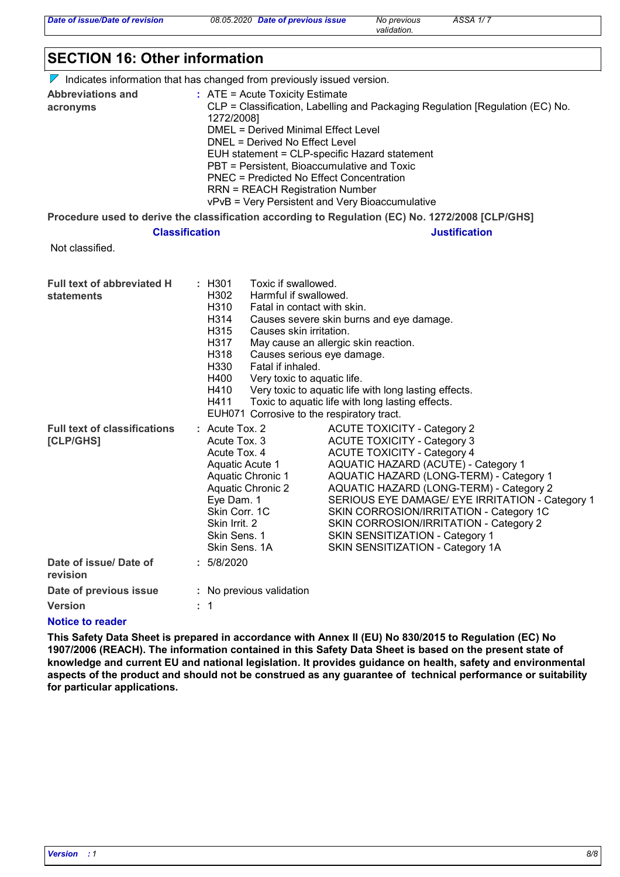## SECTION 16: Other information

Indicates information that has changed from previously issued version.

**Abbreviations and acronyms** : ATE = Acute Toxicity Estimate
CLP = Classification, Labelling and Packaging Regulation [Regulation (EC) No. 1272/2008]
DMEL = Derived Minimal Effect Level
DNEL = Derived No Effect Level
EUH statement = CLP-specific Hazard statement
PBT = Persistent, Bioaccumulative and Toxic
PNEC = Predicted No Effect Concentration
RRN = REACH Registration Number
vPvB = Very Persistent and Very Bioaccumulative

**Procedure used to derive the classification according to Regulation (EC) No. 1272/2008 [CLP/GHS]**

| Classification | Justification |
|---|---|
| Not classified. | |

**Full text of abbreviated H statements** :

| | |
|---|---|
| H301 | Toxic if swallowed. |
| H302 | Harmful if swallowed. |
| H310 | Fatal in contact with skin. |
| H314 | Causes severe skin burns and eye damage. |
| H315 | Causes skin irritation. |
| H317 | May cause an allergic skin reaction. |
| H318 | Causes serious eye damage. |
| H330 | Fatal if inhaled. |
| H400 | Very toxic to aquatic life. |
| H410 | Very toxic to aquatic life with long lasting effects. |
| H411 | Toxic to aquatic life with long lasting effects. |
| EUH071 | Corrosive to the respiratory tract. |

**Full text of classifications [CLP/GHS]** :

| | |
|---|---|
| Acute Tox. 2 | ACUTE TOXICITY - Category 2 |
| Acute Tox. 3 | ACUTE TOXICITY - Category 3 |
| Acute Tox. 4 | ACUTE TOXICITY - Category 4 |
| Aquatic Acute 1 | AQUATIC HAZARD (ACUTE) - Category 1 |
| Aquatic Chronic 1 | AQUATIC HAZARD (LONG-TERM) - Category 1 |
| Aquatic Chronic 2 | AQUATIC HAZARD (LONG-TERM) - Category 2 |
| Eye Dam. 1 | SERIOUS EYE DAMAGE/ EYE IRRITATION - Category 1 |
| Skin Corr. 1C | SKIN CORROSION/IRRITATION - Category 1C |
| Skin Irrit. 2 | SKIN CORROSION/IRRITATION - Category 2 |
| Skin Sens. 1 | SKIN SENSITIZATION - Category 1 |
| Skin Sens. 1A | SKIN SENSITIZATION - Category 1A |

**Date of issue/ Date of revision** : 5/8/2020

**Date of previous issue** : No previous validation

**Version** : 1

**Notice to reader**

**This Safety Data Sheet is prepared in accordance with Annex II (EU) No 830/2015 to Regulation (EC) No 1907/2006 (REACH). The information contained in this Safety Data Sheet is based on the present state of knowledge and current EU and national legislation. It provides guidance on health, safety and environmental aspects of the product and should not be construed as any guarantee of technical performance or suitability for particular applications.**